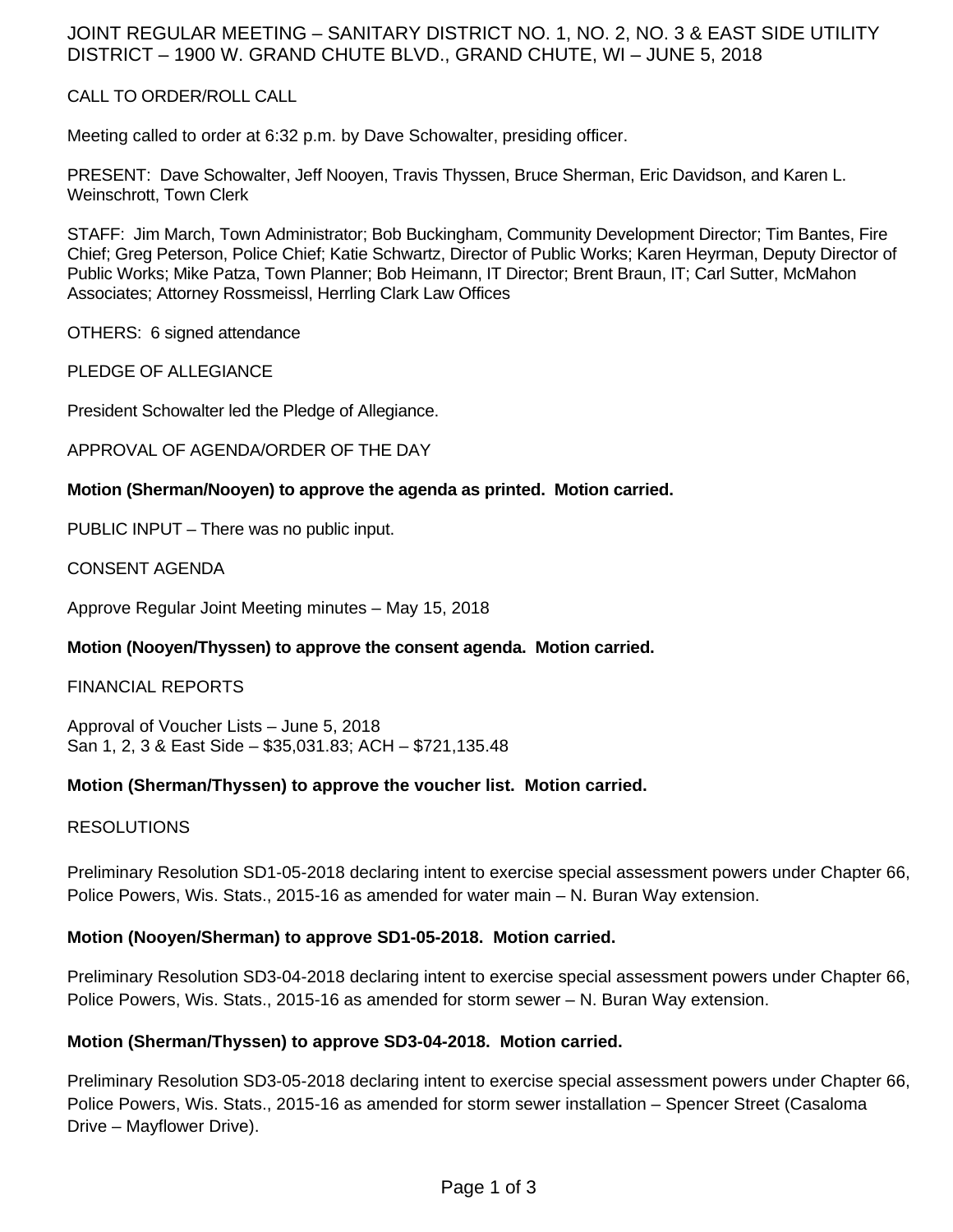# JOINT REGULAR MEETING – SANITARY DISTRICT NO. 1, NO. 2, NO. 3 & EAST SIDE UTILITY DISTRICT – 1900 W. GRAND CHUTE BLVD., GRAND CHUTE, WI – JUNE 5, 2018

## CALL TO ORDER/ROLL CALL

Meeting called to order at 6:32 p.m. by Dave Schowalter, presiding officer.

PRESENT: Dave Schowalter, Jeff Nooyen, Travis Thyssen, Bruce Sherman, Eric Davidson, and Karen L. Weinschrott, Town Clerk

STAFF: Jim March, Town Administrator; Bob Buckingham, Community Development Director; Tim Bantes, Fire Chief; Greg Peterson, Police Chief; Katie Schwartz, Director of Public Works; Karen Heyrman, Deputy Director of Public Works; Mike Patza, Town Planner; Bob Heimann, IT Director; Brent Braun, IT; Carl Sutter, McMahon Associates; Attorney Rossmeissl, Herrling Clark Law Offices

OTHERS: 6 signed attendance

## PLEDGE OF ALLEGIANCE

President Schowalter led the Pledge of Allegiance.

## APPROVAL OF AGENDA/ORDER OF THE DAY

**Motion (Sherman/Nooyen) to approve the agenda as printed. Motion carried.**

PUBLIC INPUT – There was no public input.

## CONSENT AGENDA

Approve Regular Joint Meeting minutes – May 15, 2018

**Motion (Nooyen/Thyssen) to approve the consent agenda. Motion carried.**

## FINANCIAL REPORTS

Approval of Voucher Lists – June 5, 2018
San 1, 2, 3 & East Side – $35,031.83; ACH – $721,135.48

**Motion (Sherman/Thyssen) to approve the voucher list. Motion carried.**

## RESOLUTIONS

Preliminary Resolution SD1-05-2018 declaring intent to exercise special assessment powers under Chapter 66, Police Powers, Wis. Stats., 2015-16 as amended for water main – N. Buran Way extension.

**Motion (Nooyen/Sherman) to approve SD1-05-2018. Motion carried.**

Preliminary Resolution SD3-04-2018 declaring intent to exercise special assessment powers under Chapter 66, Police Powers, Wis. Stats., 2015-16 as amended for storm sewer – N. Buran Way extension.

**Motion (Sherman/Thyssen) to approve SD3-04-2018. Motion carried.**

Preliminary Resolution SD3-05-2018 declaring intent to exercise special assessment powers under Chapter 66, Police Powers, Wis. Stats., 2015-16 as amended for storm sewer installation – Spencer Street (Casaloma Drive – Mayflower Drive).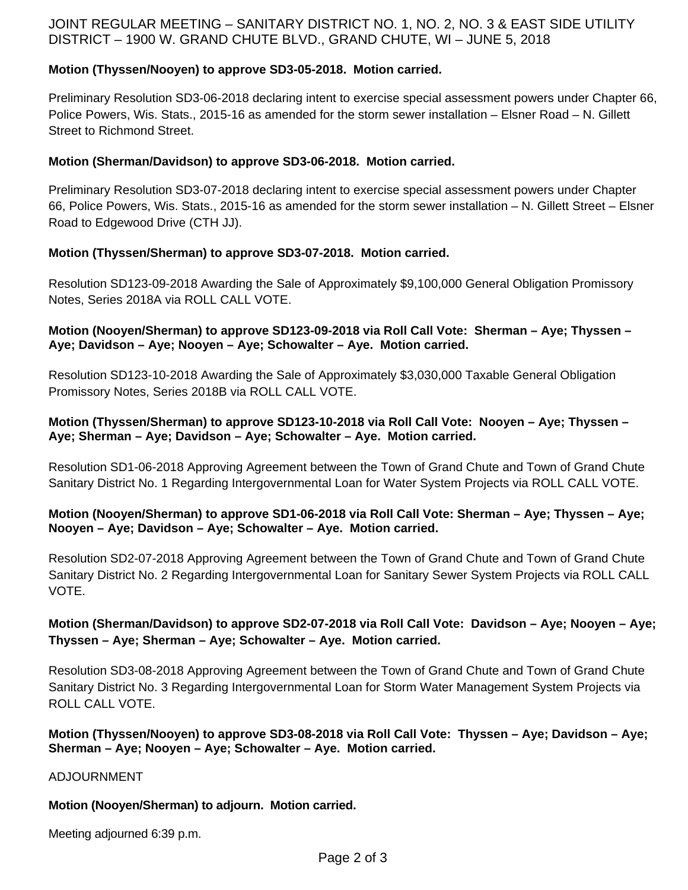**Motion (Thyssen/Nooyen) to approve SD3-05-2018. Motion carried.**

Preliminary Resolution SD3-06-2018 declaring intent to exercise special assessment powers under Chapter 66, Police Powers, Wis. Stats., 2015-16 as amended for the storm sewer installation – Elsner Road – N. Gillett Street to Richmond Street.

**Motion (Sherman/Davidson) to approve SD3-06-2018. Motion carried.**

Preliminary Resolution SD3-07-2018 declaring intent to exercise special assessment powers under Chapter 66, Police Powers, Wis. Stats., 2015-16 as amended for the storm sewer installation – N. Gillett Street – Elsner Road to Edgewood Drive (CTH JJ).

**Motion (Thyssen/Sherman) to approve SD3-07-2018. Motion carried.**

Resolution SD123-09-2018 Awarding the Sale of Approximately $9,100,000 General Obligation Promissory Notes, Series 2018A via ROLL CALL VOTE.

**Motion (Nooyen/Sherman) to approve SD123-09-2018 via Roll Call Vote: Sherman – Aye; Thyssen – Aye; Davidson – Aye; Nooyen – Aye; Schowalter – Aye. Motion carried.**

Resolution SD123-10-2018 Awarding the Sale of Approximately $3,030,000 Taxable General Obligation Promissory Notes, Series 2018B via ROLL CALL VOTE.

**Motion (Thyssen/Sherman) to approve SD123-10-2018 via Roll Call Vote: Nooyen – Aye; Thyssen – Aye; Sherman – Aye; Davidson – Aye; Schowalter – Aye. Motion carried.**

Resolution SD1-06-2018 Approving Agreement between the Town of Grand Chute and Town of Grand Chute Sanitary District No. 1 Regarding Intergovernmental Loan for Water System Projects via ROLL CALL VOTE.

**Motion (Nooyen/Sherman) to approve SD1-06-2018 via Roll Call Vote: Sherman – Aye; Thyssen – Aye; Nooyen – Aye; Davidson – Aye; Schowalter – Aye. Motion carried.**

Resolution SD2-07-2018 Approving Agreement between the Town of Grand Chute and Town of Grand Chute Sanitary District No. 2 Regarding Intergovernmental Loan for Sanitary Sewer System Projects via ROLL CALL VOTE.

**Motion (Sherman/Davidson) to approve SD2-07-2018 via Roll Call Vote: Davidson – Aye; Nooyen – Aye; Thyssen – Aye; Sherman – Aye; Schowalter – Aye. Motion carried.**

Resolution SD3-08-2018 Approving Agreement between the Town of Grand Chute and Town of Grand Chute Sanitary District No. 3 Regarding Intergovernmental Loan for Storm Water Management System Projects via ROLL CALL VOTE.

**Motion (Thyssen/Nooyen) to approve SD3-08-2018 via Roll Call Vote: Thyssen – Aye; Davidson – Aye; Sherman – Aye; Nooyen – Aye; Schowalter – Aye. Motion carried.**

ADJOURNMENT

**Motion (Nooyen/Sherman) to adjourn. Motion carried.**

Meeting adjourned 6:39 p.m.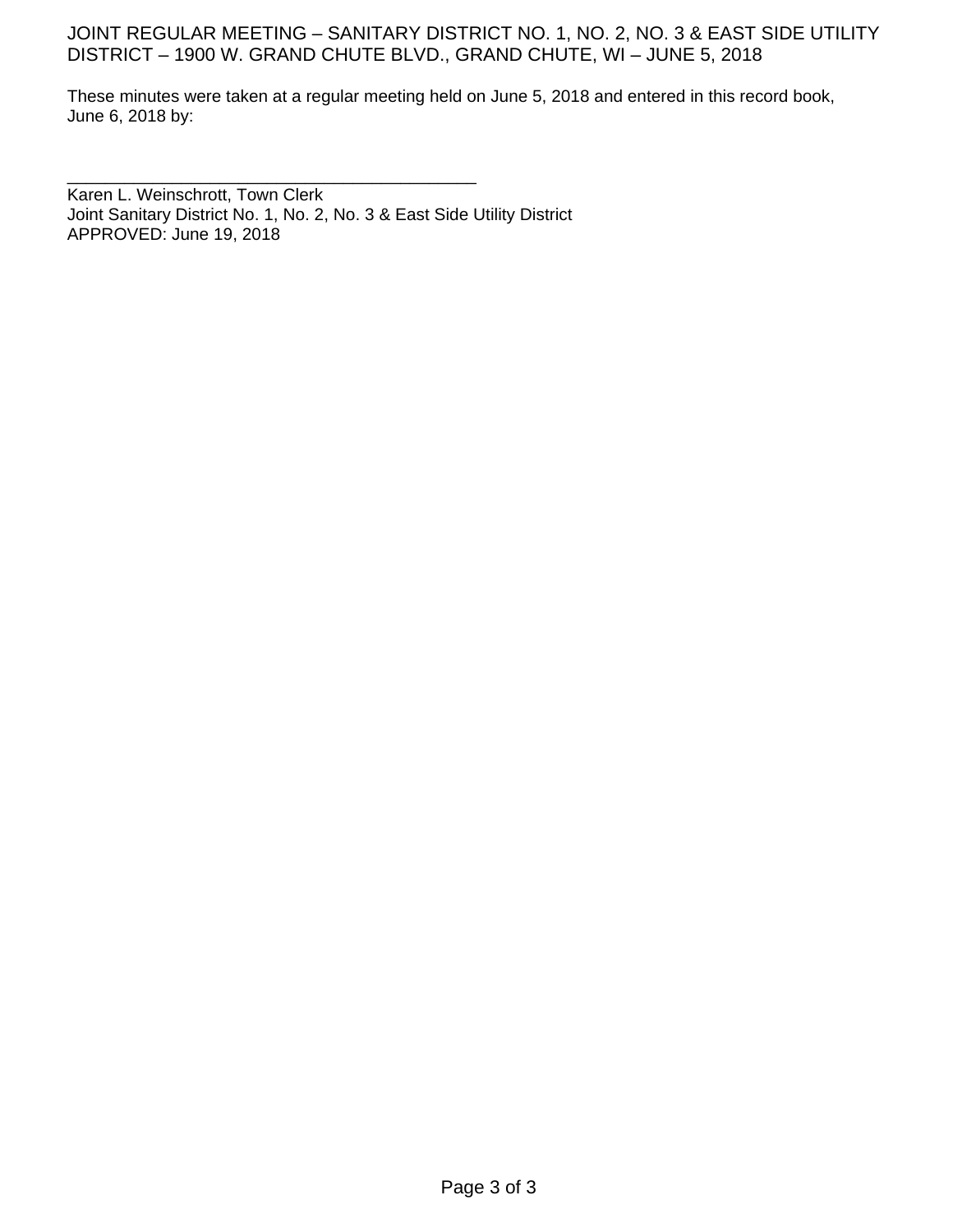These minutes were taken at a regular meeting held on June 5, 2018 and entered in this record book, June 6, 2018 by:

\_\_\_\_\_\_\_\_\_\_\_\_\_\_\_\_\_\_\_\_\_\_\_\_\_\_\_\_\_\_\_\_\_\_\_\_\_\_\_\_\_\_\_\_

Karen L. Weinschrott, Town Clerk
Joint Sanitary District No. 1, No. 2, No. 3 & East Side Utility District
APPROVED: June 19, 2018